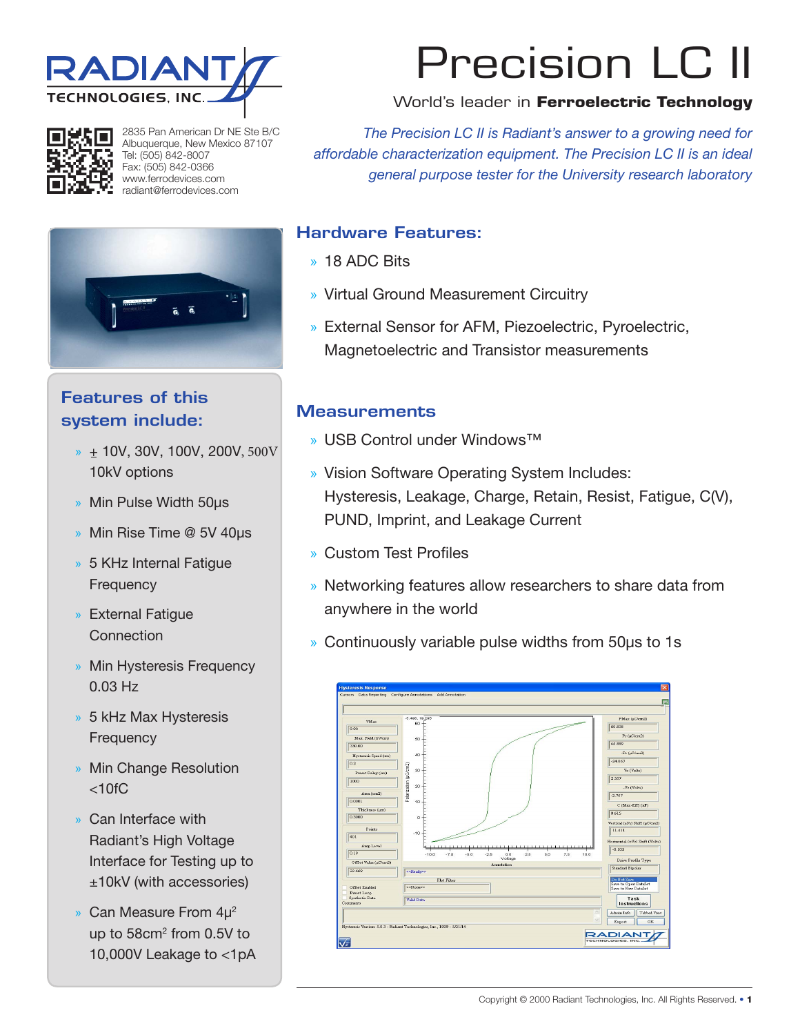RADIANT TECHNOLOGIES, INC.

2835 Pan American Dr NE Ste B/C
Albuquerque, New Mexico 87107
Tel: (505) 842-8007
Fax: (505) 842-0366
www.ferrodevices.com
radiant@ferrodevices.com

# Precision LC II

World's leader in **Ferroelectric Technology**

*The Precision LC II is Radiant's answer to a growing need for affordable characterization equipment. The Precision LC II is an ideal general purpose tester for the University research laboratory*

## Features of this system include:

- ± 10V, 30V, 100V, 200V, 500V 10kV options
- Min Pulse Width 50μs
- Min Rise Time @ 5V 40μs
- 5 KHz Internal Fatigue Frequency
- External Fatigue Connection
- Min Hysteresis Frequency 0.03 Hz
- 5 kHz Max Hysteresis Frequency
- Min Change Resolution <10fC
- Can Interface with Radiant's High Voltage Interface for Testing up to ±10kV (with accessories)
- Can Measure From $4\mu^2$ up to $58cm^2$ from 0.5V to 10,000V Leakage to <1pA

## Hardware Features:

- 18 ADC Bits
- Virtual Ground Measurement Circuitry
- External Sensor for AFM, Piezoelectric, Pyroelectric, Magnetoelectric and Transistor measurements

## Measurements

- USB Control under Windows™
- Vision Software Operating System Includes: Hysteresis, Leakage, Charge, Retain, Resist, Fatigue, C(V), PUND, Imprint, and Leakage Current
- Custom Test Profiles
- Networking features allow researchers to share data from anywhere in the world
- Continuously variable pulse widths from 50μs to 1s

Copyright © 2000 Radiant Technologies, Inc. All Rights Reserved.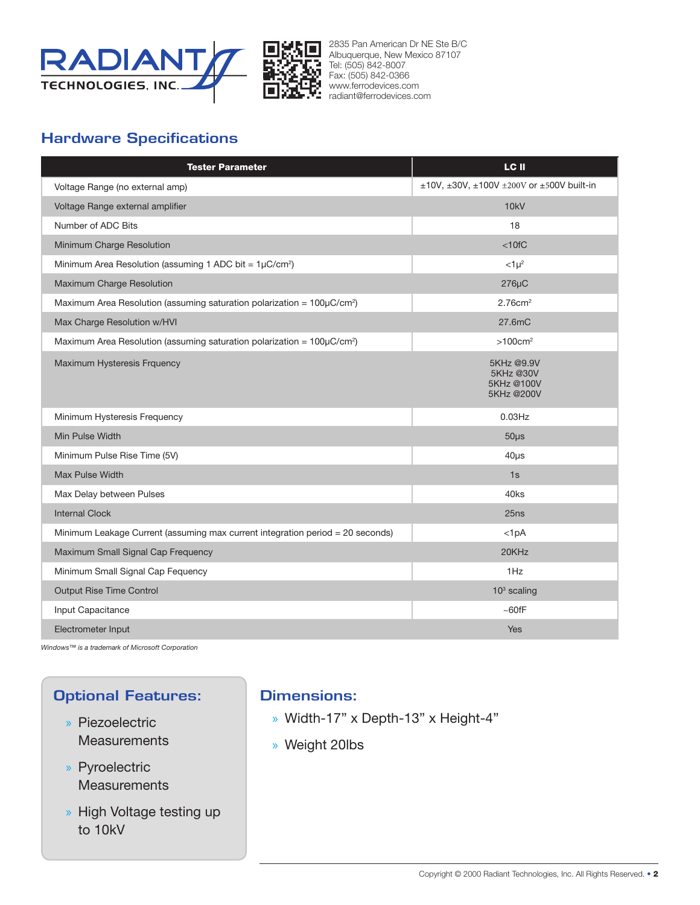RADIANT TECHNOLOGIES, INC.

2835 Pan American Dr NE Ste B/C
Albuquerque, New Mexico 87107
Tel: (505) 842-8007
Fax: (505) 842-0366
www.ferrodevices.com
radiant@ferrodevices.com

## Hardware Specifications

| Tester Parameter | LC II |
|---|---|
| Voltage Range (no external amp) | ±10V, ±30V, ±100V ±200V or ±500V built-in |
| Voltage Range external amplifier | 10kV |
| Number of ADC Bits | 18 |
| Minimum Charge Resolution | <10fC |
| Minimum Area Resolution (assuming 1 ADC bit = 1μC/cm²) | <1μ² |
| Maximum Charge Resolution | 276μC |
| Maximum Area Resolution (assuming saturation polarization = 100μC/cm²) | 2.76cm² |
| Max Charge Resolution w/HVI | 27.6mC |
| Maximum Area Resolution (assuming saturation polarization = 100μC/cm²) | >100cm² |
| Maximum Hysteresis Frquency | 5KHz @9.9V<br>5KHz @30V<br>5KHz @100V<br>5KHz @200V |
| Minimum Hysteresis Frequency | 0.03Hz |
| Min Pulse Width | 50μs |
| Minimum Pulse Rise Time (5V) | 40μs |
| Max Pulse Width | 1s |
| Max Delay between Pulses | 40ks |
| Internal Clock | 25ns |
| Minimum Leakage Current (assuming max current integration period = 20 seconds) | <1pA |
| Maximum Small Signal Cap Frequency | 20KHz |
| Minimum Small Signal Cap Fequency | 1Hz |
| Output Rise Time Control | $10^3$ scaling |
| Input Capacitance | ~60fF |
| Electrometer Input | Yes |

*Windows™ is a trademark of Microsoft Corporation*

### Optional Features:

- Piezoelectric Measurements
- Pyroelectric Measurements
- High Voltage testing up to 10kV

### Dimensions:

- Width-17" x Depth-13" x Height-4"
- Weight 20lbs

Copyright © 2000 Radiant Technologies, Inc. All Rights Reserved.